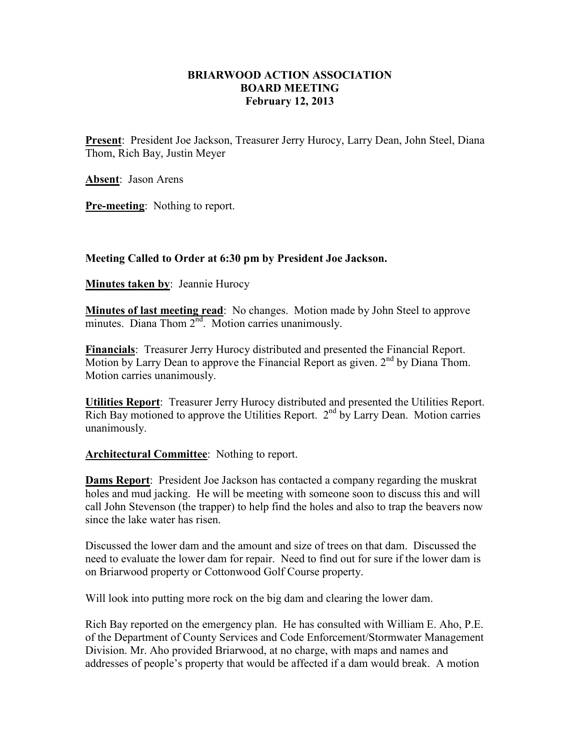# BRIARWOOD ACTION ASSOCIATION
## BOARD MEETING
### February 12, 2013

**Present**: President Joe Jackson, Treasurer Jerry Hurocy, Larry Dean, John Steel, Diana Thom, Rich Bay, Justin Meyer

**Absent**: Jason Arens

**Pre-meeting**: Nothing to report.

**Meeting Called to Order at 6:30 pm by President Joe Jackson.**

**Minutes taken by**: Jeannie Hurocy

**Minutes of last meeting read**: No changes. Motion made by John Steel to approve minutes. Diana Thom 2nd. Motion carries unanimously.

**Financials**: Treasurer Jerry Hurocy distributed and presented the Financial Report. Motion by Larry Dean to approve the Financial Report as given. 2nd by Diana Thom. Motion carries unanimously.

**Utilities Report**: Treasurer Jerry Hurocy distributed and presented the Utilities Report. Rich Bay motioned to approve the Utilities Report. 2nd by Larry Dean. Motion carries unanimously.

**Architectural Committee**: Nothing to report.

**Dams Report**: President Joe Jackson has contacted a company regarding the muskrat holes and mud jacking. He will be meeting with someone soon to discuss this and will call John Stevenson (the trapper) to help find the holes and also to trap the beavers now since the lake water has risen.

Discussed the lower dam and the amount and size of trees on that dam. Discussed the need to evaluate the lower dam for repair. Need to find out for sure if the lower dam is on Briarwood property or Cottonwood Golf Course property.

Will look into putting more rock on the big dam and clearing the lower dam.

Rich Bay reported on the emergency plan. He has consulted with William E. Aho, P.E. of the Department of County Services and Code Enforcement/Stormwater Management Division. Mr. Aho provided Briarwood, at no charge, with maps and names and addresses of people's property that would be affected if a dam would break. A motion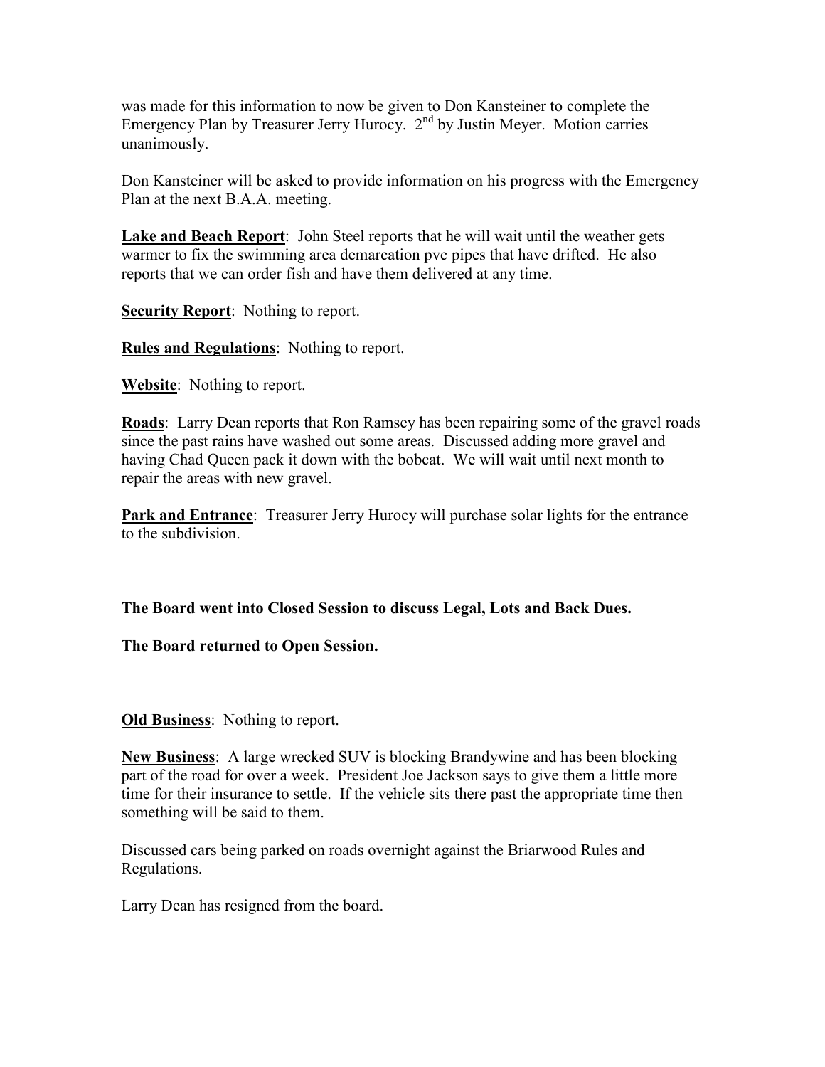was made for this information to now be given to Don Kansteiner to complete the Emergency Plan by Treasurer Jerry Hurocy. 2nd by Justin Meyer. Motion carries unanimously.

Don Kansteiner will be asked to provide information on his progress with the Emergency Plan at the next B.A.A. meeting.

**Lake and Beach Report**: John Steel reports that he will wait until the weather gets warmer to fix the swimming area demarcation pvc pipes that have drifted. He also reports that we can order fish and have them delivered at any time.

**Security Report**: Nothing to report.

**Rules and Regulations**: Nothing to report.

**Website**: Nothing to report.

**Roads**: Larry Dean reports that Ron Ramsey has been repairing some of the gravel roads since the past rains have washed out some areas. Discussed adding more gravel and having Chad Queen pack it down with the bobcat. We will wait until next month to repair the areas with new gravel.

**Park and Entrance**: Treasurer Jerry Hurocy will purchase solar lights for the entrance to the subdivision.

**The Board went into Closed Session to discuss Legal, Lots and Back Dues.**

**The Board returned to Open Session.**

**Old Business**: Nothing to report.

**New Business**: A large wrecked SUV is blocking Brandywine and has been blocking part of the road for over a week. President Joe Jackson says to give them a little more time for their insurance to settle. If the vehicle sits there past the appropriate time then something will be said to them.

Discussed cars being parked on roads overnight against the Briarwood Rules and Regulations.

Larry Dean has resigned from the board.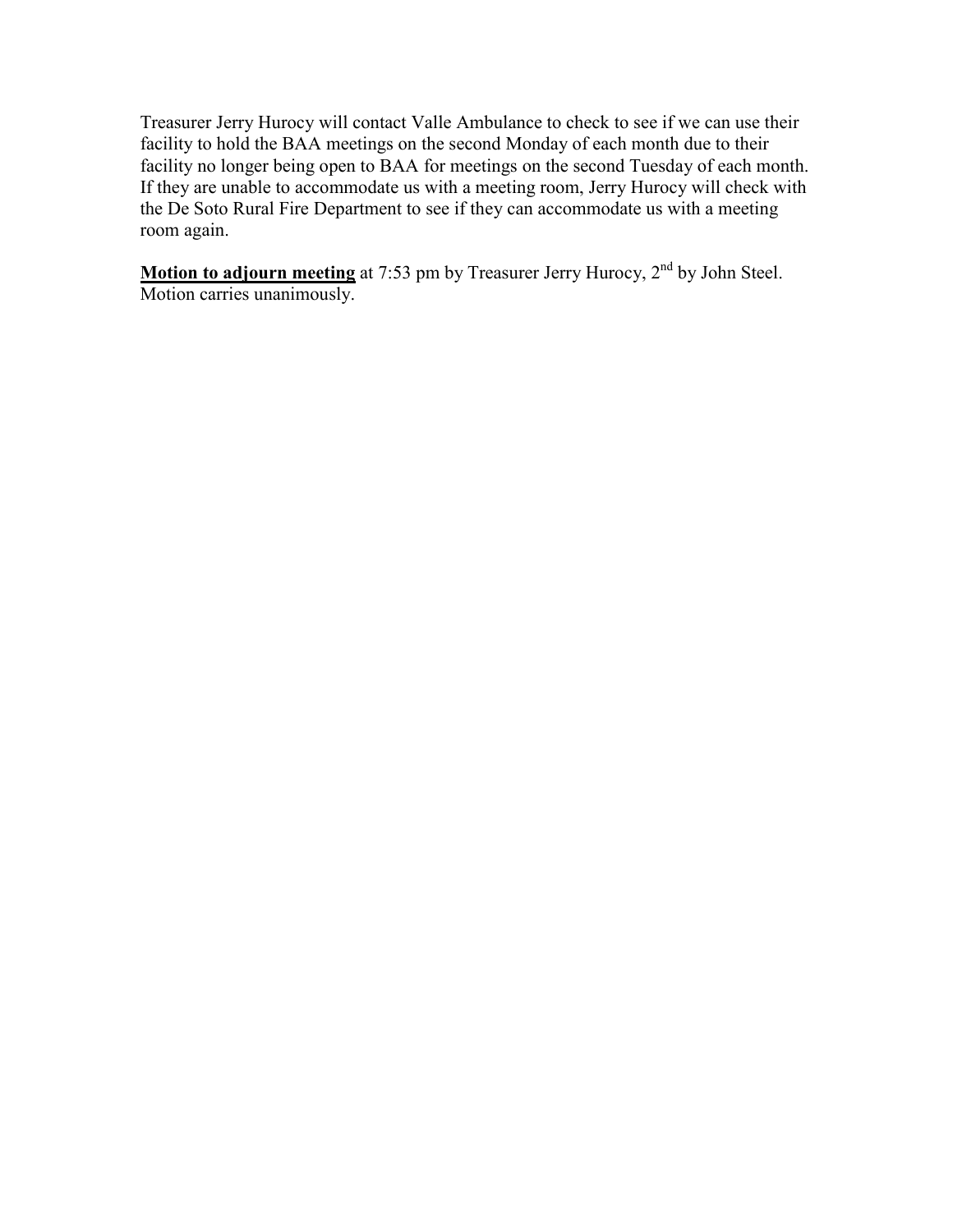Treasurer Jerry Hurocy will contact Valle Ambulance to check to see if we can use their facility to hold the BAA meetings on the second Monday of each month due to their facility no longer being open to BAA for meetings on the second Tuesday of each month. If they are unable to accommodate us with a meeting room, Jerry Hurocy will check with the De Soto Rural Fire Department to see if they can accommodate us with a meeting room again.

**<u>Motion to adjourn meeting</u>** at 7:53 pm by Treasurer Jerry Hurocy, 2nd by John Steel. Motion carries unanimously.